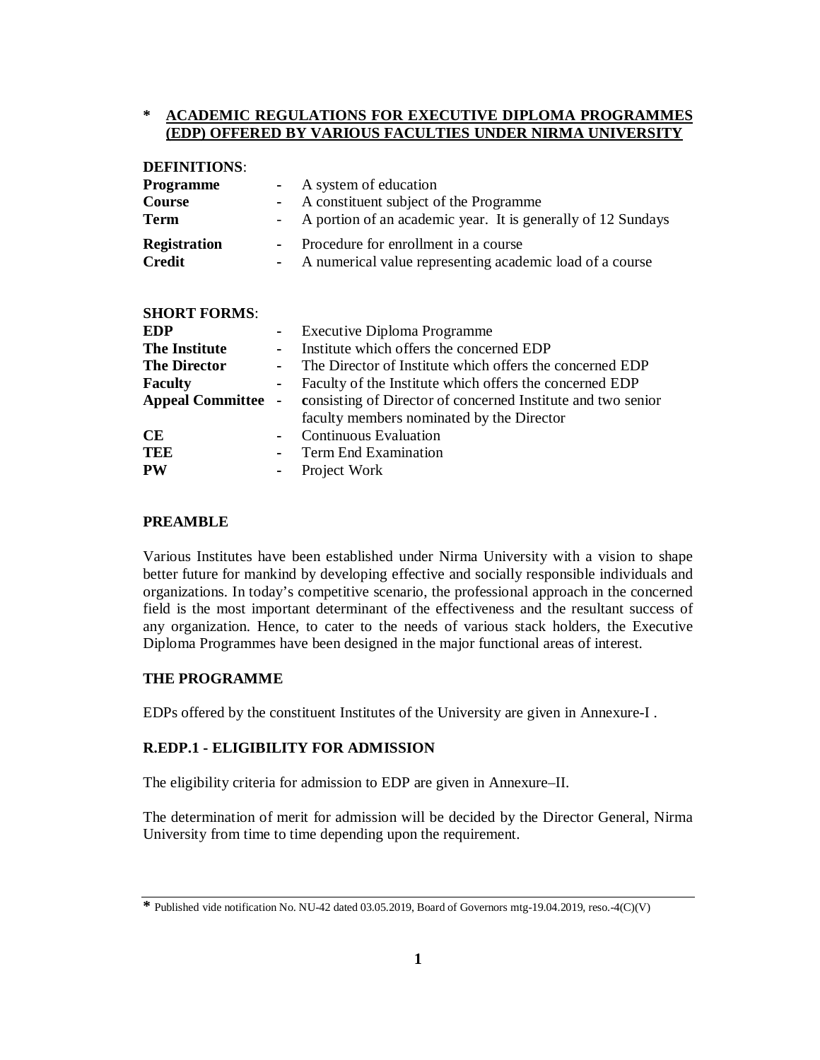## * ACADEMIC REGULATIONS FOR EXECUTIVE DIPLOMA PROGRAMMES (EDP) OFFERED BY VARIOUS FACULTIES UNDER NIRMA UNIVERSITY

**DEFINITIONS**:

**Programme** - A system of education

**Course** - A constituent subject of the Programme

**Term** - A portion of an academic year. It is generally of 12 Sundays

**Registration** - Procedure for enrollment in a course

**Credit** - A numerical value representing academic load of a course

**SHORT FORMS**:

**EDP** - Executive Diploma Programme

**The Institute** - Institute which offers the concerned EDP

**The Director** - The Director of Institute which offers the concerned EDP

**Faculty** - Faculty of the Institute which offers the concerned EDP

**Appeal Committee** - **c**onsisting of Director of concerned Institute and two senior faculty members nominated by the Director

**CE** - Continuous Evaluation

**TEE** - Term End Examination

**PW** - Project Work

### PREAMBLE

Various Institutes have been established under Nirma University with a vision to shape better future for mankind by developing effective and socially responsible individuals and organizations. In today's competitive scenario, the professional approach in the concerned field is the most important determinant of the effectiveness and the resultant success of any organization. Hence, to cater to the needs of various stack holders, the Executive Diploma Programmes have been designed in the major functional areas of interest.

### THE PROGRAMME

EDPs offered by the constituent Institutes of the University are given in Annexure-I .

### R.EDP.1 - ELIGIBILITY FOR ADMISSION

The eligibility criteria for admission to EDP are given in Annexure–II.

The determination of merit for admission will be decided by the Director General, Nirma University from time to time depending upon the requirement.

---

**\*** Published vide notification No. NU-42 dated 03.05.2019, Board of Governors mtg-19.04.2019, reso.-4(C)(V)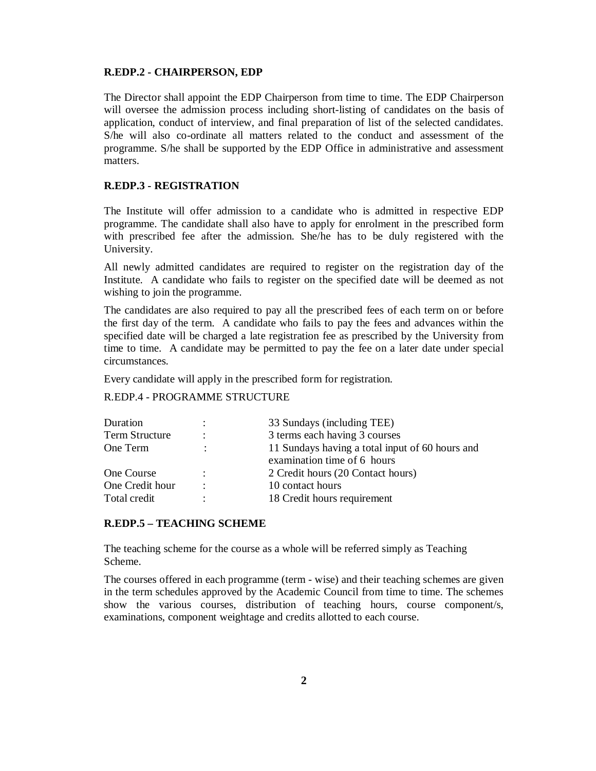**R.EDP.2 - CHAIRPERSON, EDP**

The Director shall appoint the EDP Chairperson from time to time. The EDP Chairperson will oversee the admission process including short-listing of candidates on the basis of application, conduct of interview, and final preparation of list of the selected candidates. S/he will also co-ordinate all matters related to the conduct and assessment of the programme. S/he shall be supported by the EDP Office in administrative and assessment matters.

**R.EDP.3 - REGISTRATION**

The Institute will offer admission to a candidate who is admitted in respective EDP programme. The candidate shall also have to apply for enrolment in the prescribed form with prescribed fee after the admission. She/he has to be duly registered with the University.

All newly admitted candidates are required to register on the registration day of the Institute. A candidate who fails to register on the specified date will be deemed as not wishing to join the programme.

The candidates are also required to pay all the prescribed fees of each term on or before the first day of the term. A candidate who fails to pay the fees and advances within the specified date will be charged a late registration fee as prescribed by the University from time to time. A candidate may be permitted to pay the fee on a later date under special circumstances.

Every candidate will apply in the prescribed form for registration.

R.EDP.4 - PROGRAMME STRUCTURE

| | | |
|---|---|---|
| Duration | : | 33 Sundays (including TEE) |
| Term Structure | : | 3 terms each having 3 courses |
| One Term | : | 11 Sundays having a total input of 60 hours and examination time of 6 hours |
| One Course | : | 2 Credit hours (20 Contact hours) |
| One Credit hour | : | 10 contact hours |
| Total credit | : | 18 Credit hours requirement |

**R.EDP.5 – TEACHING SCHEME**

The teaching scheme for the course as a whole will be referred simply as Teaching Scheme.

The courses offered in each programme (term - wise) and their teaching schemes are given in the term schedules approved by the Academic Council from time to time. The schemes show the various courses, distribution of teaching hours, course component/s, examinations, component weightage and credits allotted to each course.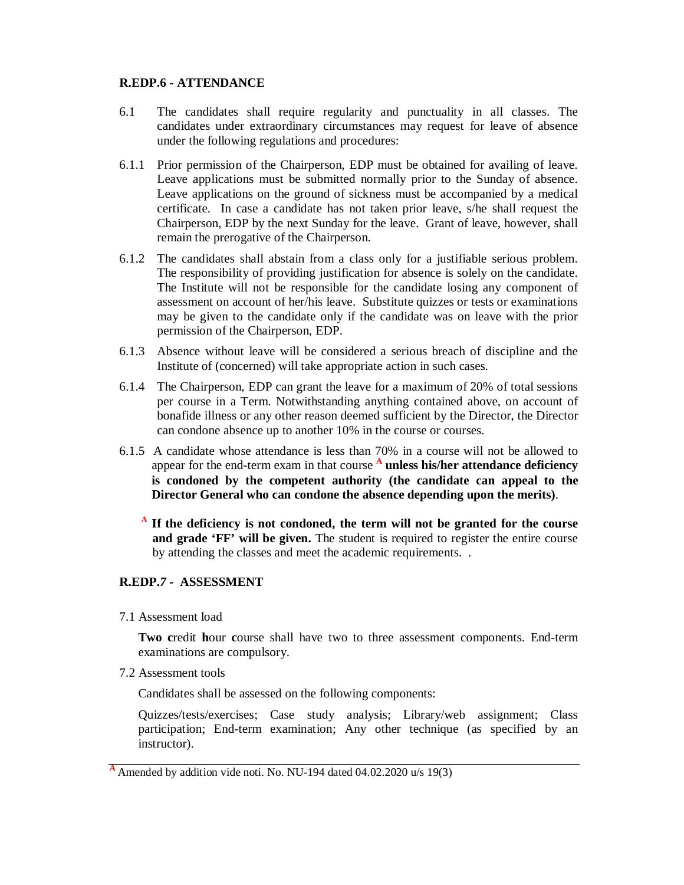## R.EDP.6 - ATTENDANCE

6.1 The candidates shall require regularity and punctuality in all classes. The candidates under extraordinary circumstances may request for leave of absence under the following regulations and procedures:

6.1.1 Prior permission of the Chairperson, EDP must be obtained for availing of leave. Leave applications must be submitted normally prior to the Sunday of absence. Leave applications on the ground of sickness must be accompanied by a medical certificate. In case a candidate has not taken prior leave, s/he shall request the Chairperson, EDP by the next Sunday for the leave. Grant of leave, however, shall remain the prerogative of the Chairperson.

6.1.2 The candidates shall abstain from a class only for a justifiable serious problem. The responsibility of providing justification for absence is solely on the candidate. The Institute will not be responsible for the candidate losing any component of assessment on account of her/his leave. Substitute quizzes or tests or examinations may be given to the candidate only if the candidate was on leave with the prior permission of the Chairperson, EDP.

6.1.3 Absence without leave will be considered a serious breach of discipline and the Institute of (concerned) will take appropriate action in such cases.

6.1.4 The Chairperson, EDP can grant the leave for a maximum of 20% of total sessions per course in a Term. Notwithstanding anything contained above, on account of bonafide illness or any other reason deemed sufficient by the Director, the Director can condone absence up to another 10% in the course or courses.

6.1.5 A candidate whose attendance is less than 70% in a course will not be allowed to appear for the end-term exam in that course [A] **unless his/her attendance deficiency is condoned by the competent authority (the candidate can appeal to the Director General who can condone the absence depending upon the merits)**.

[A] **If the deficiency is not condoned, the term will not be granted for the course and grade 'FF' will be given.** The student is required to register the entire course by attending the classes and meet the academic requirements. .

## R.EDP.7 - ASSESSMENT

7.1 Assessment load

**Two c**redit **h**our **c**ourse shall have two to three assessment components. End-term examinations are compulsory.

7.2 Assessment tools

Candidates shall be assessed on the following components:

Quizzes/tests/exercises; Case study analysis; Library/web assignment; Class participation; End-term examination; Any other technique (as specified by an instructor).

---

[A] Amended by addition vide noti. No. NU-194 dated 04.02.2020 u/s 19(3)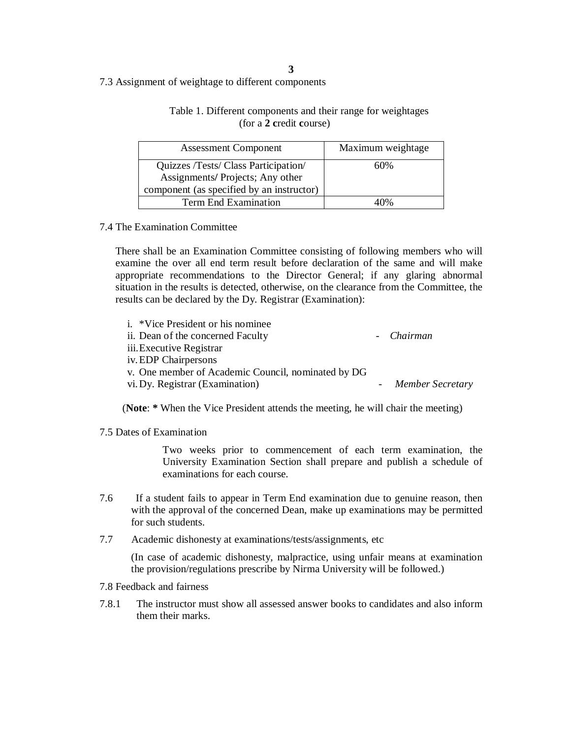7.3 Assignment of weightage to different components

Table 1. Different components and their range for weightages
(for a **2 c**redit **c**ourse)

| Assessment Component | Maximum weightage |
|---|---|
| Quizzes /Tests/ Class Participation/ Assignments**/** Projects; Any other component (as specified by an instructor) | 60% |
| Term End Examination | 40% |

7.4 The Examination Committee

There shall be an Examination Committee consisting of following members who will examine the over all end term result before declaration of the same and will make appropriate recommendations to the Director General; if any glaring abnormal situation in the results is detected, otherwise, on the clearance from the Committee, the results can be declared by the Dy. Registrar (Examination):

i. *Vice President or his nominee
ii. Dean of the concerned Faculty - *Chairman*
iii. Executive Registrar
iv. EDP Chairpersons
v. One member of Academic Council, nominated by DG
vi. Dy. Registrar (Examination) - *Member Secretary*

(**Note**: **\*** When the Vice President attends the meeting, he will chair the meeting)

7.5 Dates of Examination

Two weeks prior to commencement of each term examination, the University Examination Section shall prepare and publish a schedule of examinations for each course.

7.6 If a student fails to appear in Term End examination due to genuine reason, then with the approval of the concerned Dean, make up examinations may be permitted for such students.

7.7 Academic dishonesty at examinations/tests/assignments, etc

(In case of academic dishonesty, malpractice, using unfair means at examination the provision/regulations prescribe by Nirma University will be followed.)

7.8 Feedback and fairness

7.8.1 The instructor must show all assessed answer books to candidates and also inform them their marks.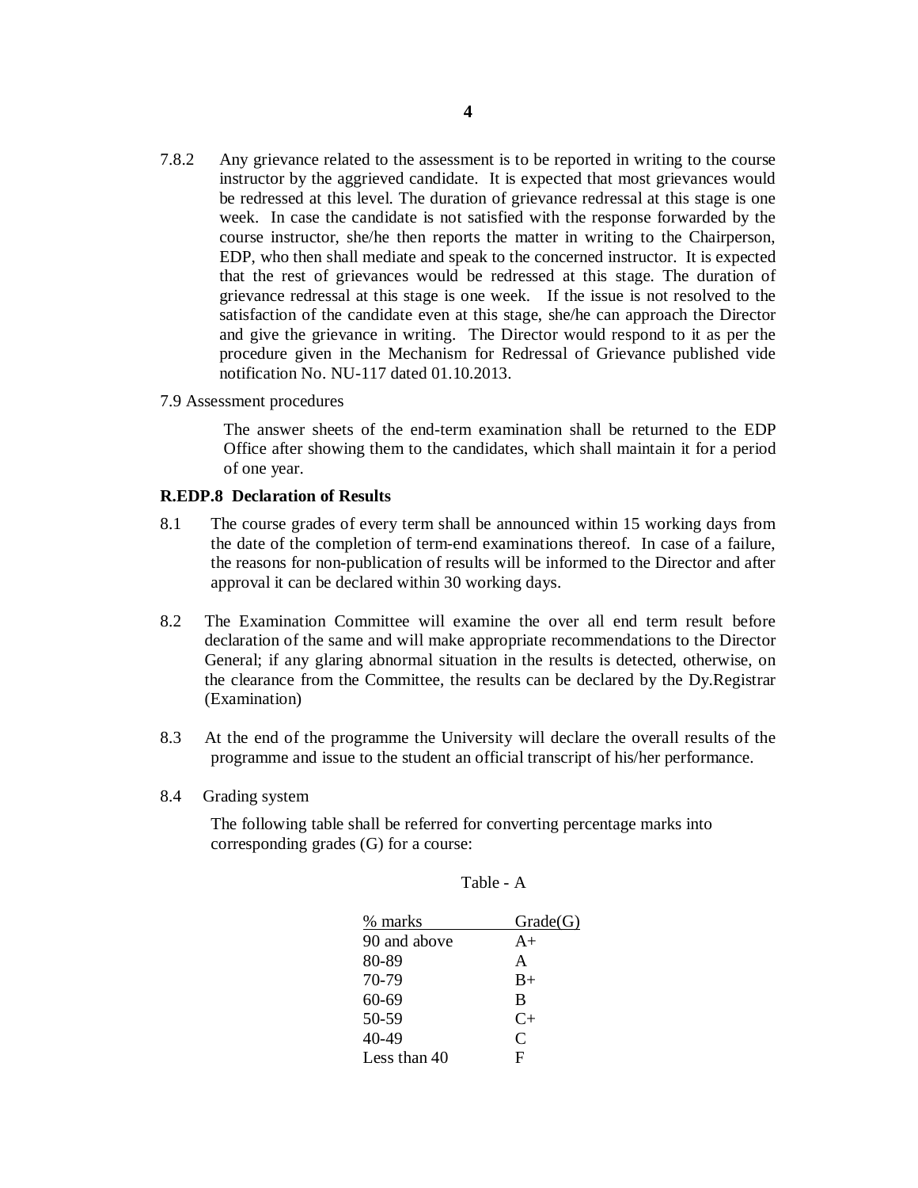7.8.2 Any grievance related to the assessment is to be reported in writing to the course instructor by the aggrieved candidate. It is expected that most grievances would be redressed at this level. The duration of grievance redressal at this stage is one week. In case the candidate is not satisfied with the response forwarded by the course instructor, she/he then reports the matter in writing to the Chairperson, EDP, who then shall mediate and speak to the concerned instructor. It is expected that the rest of grievances would be redressed at this stage. The duration of grievance redressal at this stage is one week. If the issue is not resolved to the satisfaction of the candidate even at this stage, she/he can approach the Director and give the grievance in writing. The Director would respond to it as per the procedure given in the Mechanism for Redressal of Grievance published vide notification No. NU-117 dated 01.10.2013.

7.9 Assessment procedures

The answer sheets of the end-term examination shall be returned to the EDP Office after showing them to the candidates, which shall maintain it for a period of one year.

**R.EDP.8 Declaration of Results**

8.1 The course grades of every term shall be announced within 15 working days from the date of the completion of term-end examinations thereof. In case of a failure, the reasons for non-publication of results will be informed to the Director and after approval it can be declared within 30 working days.

8.2 The Examination Committee will examine the over all end term result before declaration of the same and will make appropriate recommendations to the Director General; if any glaring abnormal situation in the results is detected, otherwise, on the clearance from the Committee, the results can be declared by the Dy.Registrar (Examination)

8.3 At the end of the programme the University will declare the overall results of the programme and issue to the student an official transcript of his/her performance.

8.4 Grading system

The following table shall be referred for converting percentage marks into corresponding grades (G) for a course:

Table - A

| % marks | Grade(G) |
|---|---|
| 90 and above | A+ |
| 80-89 | A |
| 70-79 | B+ |
| 60-69 | B |
| 50-59 | C+ |
| 40-49 | C |
| Less than 40 | F |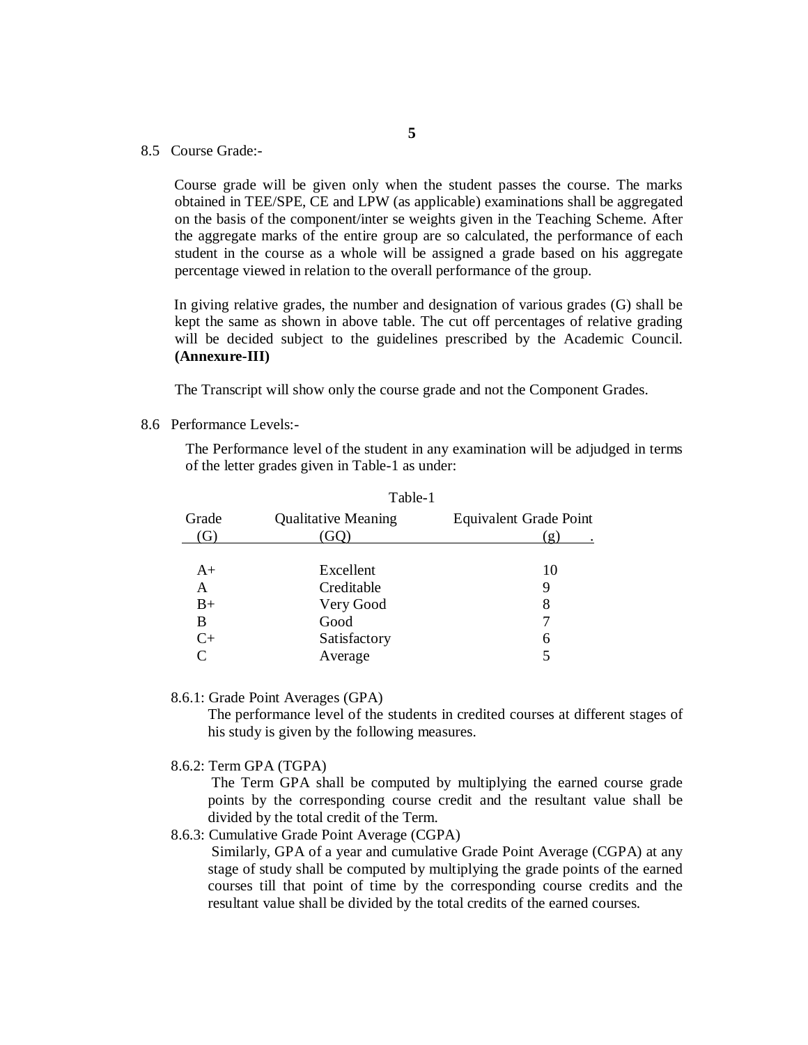8.5 Course Grade:-

Course grade will be given only when the student passes the course. The marks obtained in TEE/SPE, CE and LPW (as applicable) examinations shall be aggregated on the basis of the component/inter se weights given in the Teaching Scheme. After the aggregate marks of the entire group are so calculated, the performance of each student in the course as a whole will be assigned a grade based on his aggregate percentage viewed in relation to the overall performance of the group.

In giving relative grades, the number and designation of various grades (G) shall be kept the same as shown in above table. The cut off percentages of relative grading will be decided subject to the guidelines prescribed by the Academic Council. **(Annexure-III)**

The Transcript will show only the course grade and not the Component Grades.

8.6 Performance Levels:-

The Performance level of the student in any examination will be adjudged in terms of the letter grades given in Table-1 as under:

Table-1

| Grade (G) | Qualitative Meaning (GQ) | Equivalent Grade Point (g) |
|---|---|---|
| A+ | Excellent | 10 |
| A | Creditable | 9 |
| B+ | Very Good | 8 |
| B | Good | 7 |
| C+ | Satisfactory | 6 |
| C | Average | 5 |

8.6.1: Grade Point Averages (GPA)

The performance level of the students in credited courses at different stages of his study is given by the following measures.

8.6.2: Term GPA (TGPA)

The Term GPA shall be computed by multiplying the earned course grade points by the corresponding course credit and the resultant value shall be divided by the total credit of the Term.

8.6.3: Cumulative Grade Point Average (CGPA)

Similarly, GPA of a year and cumulative Grade Point Average (CGPA) at any stage of study shall be computed by multiplying the grade points of the earned courses till that point of time by the corresponding course credits and the resultant value shall be divided by the total credits of the earned courses.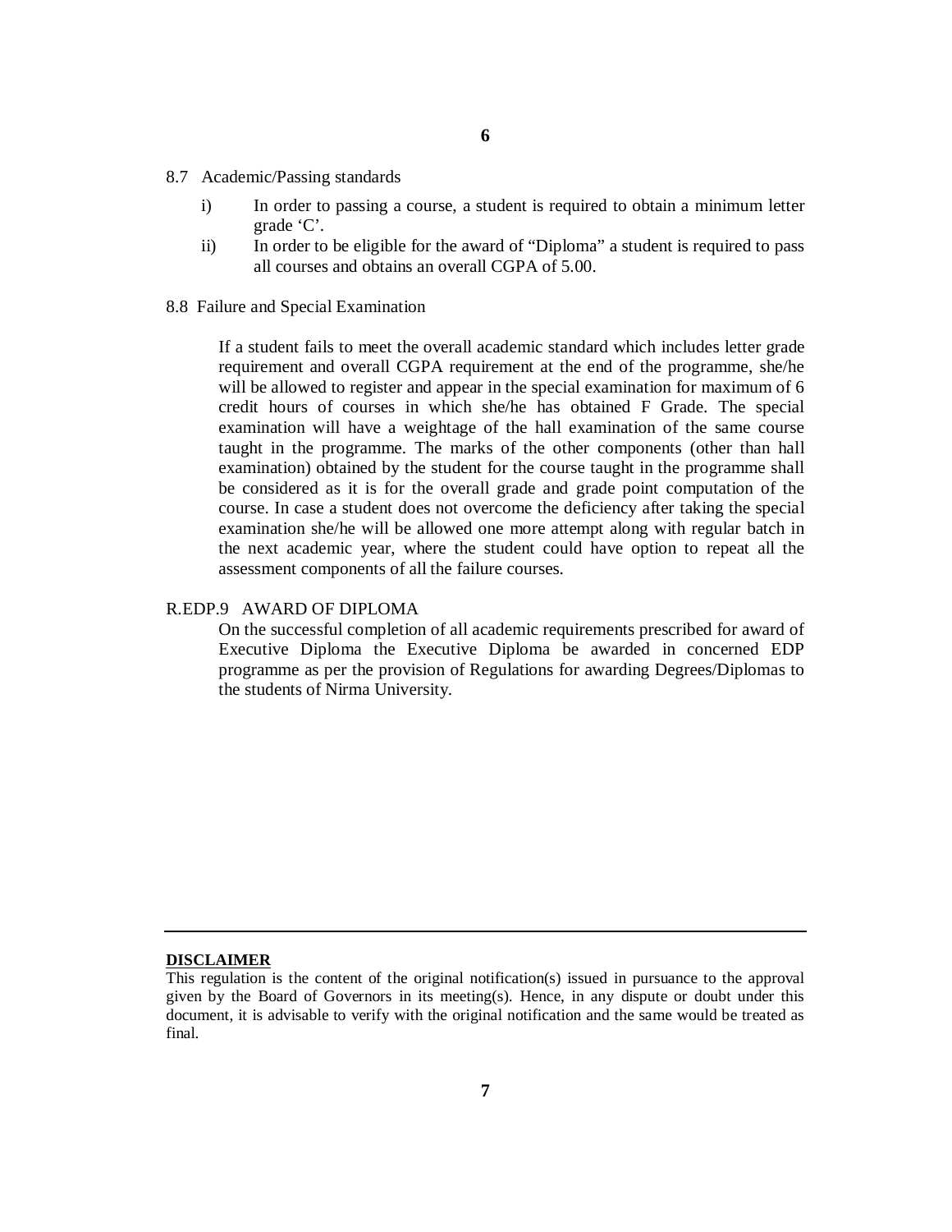8.7 Academic/Passing standards

i) In order to passing a course, a student is required to obtain a minimum letter grade 'C'.

ii) In order to be eligible for the award of "Diploma" a student is required to pass all courses and obtains an overall CGPA of 5.00.

8.8 Failure and Special Examination

If a student fails to meet the overall academic standard which includes letter grade requirement and overall CGPA requirement at the end of the programme, she/he will be allowed to register and appear in the special examination for maximum of 6 credit hours of courses in which she/he has obtained F Grade. The special examination will have a weightage of the hall examination of the same course taught in the programme. The marks of the other components (other than hall examination) obtained by the student for the course taught in the programme shall be considered as it is for the overall grade and grade point computation of the course. In case a student does not overcome the deficiency after taking the special examination she/he will be allowed one more attempt along with regular batch in the next academic year, where the student could have option to repeat all the assessment components of all the failure courses.

R.EDP.9 AWARD OF DIPLOMA

On the successful completion of all academic requirements prescribed for award of Executive Diploma the Executive Diploma be awarded in concerned EDP programme as per the provision of Regulations for awarding Degrees/Diplomas to the students of Nirma University.

---

**DISCLAIMER**

This regulation is the content of the original notification(s) issued in pursuance to the approval given by the Board of Governors in its meeting(s). Hence, in any dispute or doubt under this document, it is advisable to verify with the original notification and the same would be treated as final.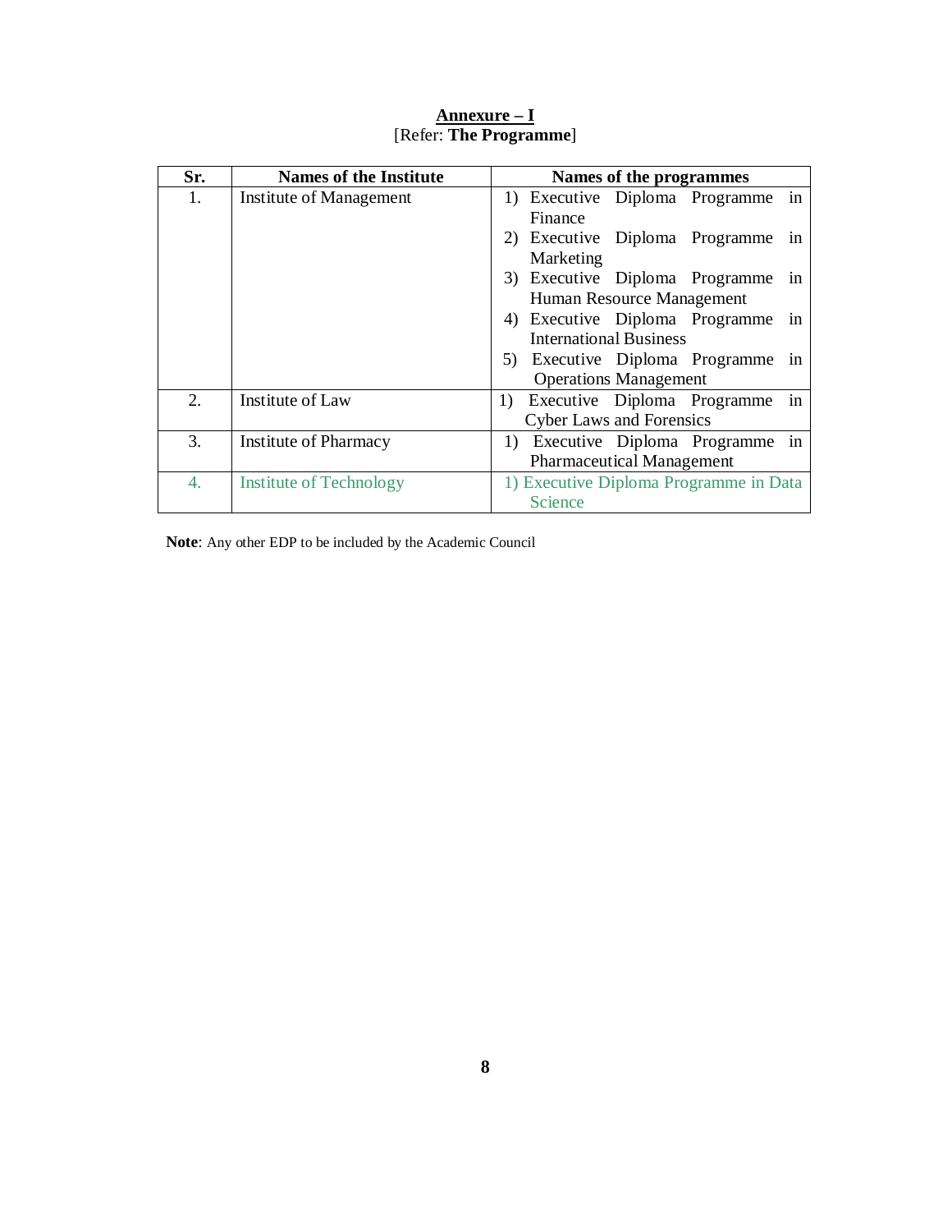## Annexure – I

[Refer: **The Programme**]

| Sr. | Names of the Institute | Names of the programmes |
|---|---|---|
| 1. | Institute of Management | 1) Executive Diploma Programme in Finance<br>2) Executive Diploma Programme in Marketing<br>3) Executive Diploma Programme in Human Resource Management<br>4) Executive Diploma Programme in International Business<br>5) Executive Diploma Programme in Operations Management |
| 2. | Institute of Law | 1) Executive Diploma Programme in Cyber Laws and Forensics |
| 3. | Institute of Pharmacy | 1) Executive Diploma Programme in Pharmaceutical Management |
| 4. | Institute of Technology | 1) Executive Diploma Programme in Data Science |

**Note**: Any other EDP to be included by the Academic Council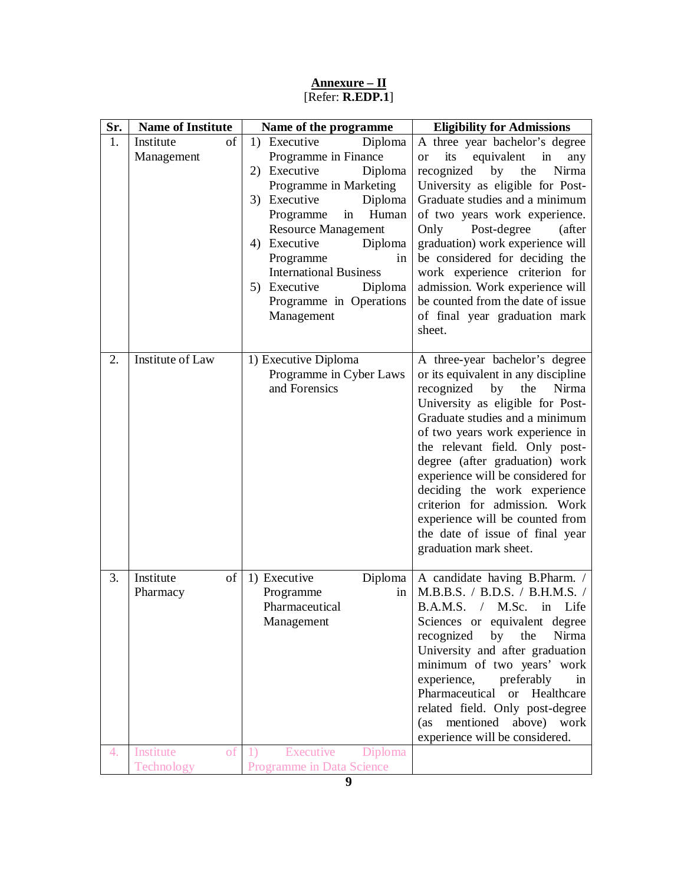# Annexure – II

[Refer: **R.EDP.1**]

| Sr. | Name of Institute | Name of the programme | Eligibility for Admissions |
|---|---|---|---|
| 1. | Institute of Management | 1) Executive Diploma Programme in Finance<br>2) Executive Diploma Programme in Marketing<br>3) Executive Diploma Programme in Human Resource Management<br>4) Executive Diploma Programme in International Business<br>5) Executive Diploma Programme in Operations Management | A three year bachelor's degree or its equivalent in any recognized by the Nirma University as eligible for Post-Graduate studies and a minimum of two years work experience. Only Post-degree (after graduation) work experience will be considered for deciding the work experience criterion for admission. Work experience will be counted from the date of issue of final year graduation mark sheet. |
| 2. | Institute of Law | 1) Executive Diploma Programme in Cyber Laws and Forensics | A three-year bachelor's degree or its equivalent in any discipline recognized by the Nirma University as eligible for Post-Graduate studies and a minimum of two years work experience in the relevant field. Only post-degree (after graduation) work experience will be considered for deciding the work experience criterion for admission. Work experience will be counted from the date of issue of final year graduation mark sheet. |
| 3. | Institute of Pharmacy | 1) Executive Diploma Programme in Pharmaceutical Management | A candidate having B.Pharm. / M.B.B.S. / B.D.S. / B.H.M.S. / B.A.M.S. / M.Sc. in Life Sciences or equivalent degree recognized by the Nirma University and after graduation minimum of two years' work experience, preferably in Pharmaceutical or Healthcare related field. Only post-degree (as mentioned above) work experience will be considered. |
| 4. | Institute of Technology | 1) Executive Diploma Programme in Data Science | |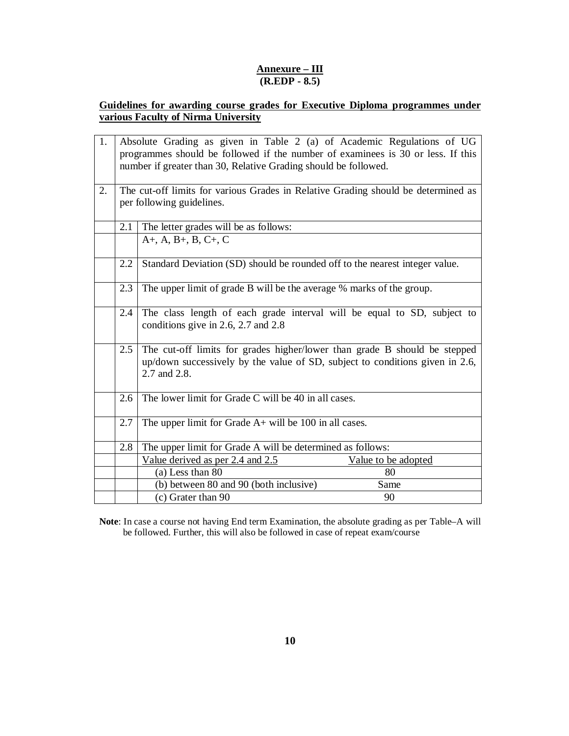**Annexure – III**
**(R.EDP - 8.5)**

**Guidelines for awarding course grades for Executive Diploma programmes under various Faculty of Nirma University**

| | | | |
|---|---|---|---|
| 1. | Absolute Grading as given in Table 2 (a) of Academic Regulations of UG programmes should be followed if the number of examinees is 30 or less. If this number if greater than 30, Relative Grading should be followed. | | |
| 2. | The cut-off limits for various Grades in Relative Grading should be determined as per following guidelines. | | |
| | 2.1 | The letter grades will be as follows: | |
| | | A+, A, B+, B, C+, C | |
| | 2.2 | Standard Deviation (SD) should be rounded off to the nearest integer value. | |
| | 2.3 | The upper limit of grade B will be the average % marks of the group. | |
| | 2.4 | The class length of each grade interval will be equal to SD, subject to conditions give in 2.6, 2.7 and 2.8 | |
| | 2.5 | The cut-off limits for grades higher/lower than grade B should be stepped up/down successively by the value of SD, subject to conditions given in 2.6, 2.7 and 2.8. | |
| | 2.6 | The lower limit for Grade C will be 40 in all cases. | |
| | 2.7 | The upper limit for Grade A+ will be 100 in all cases. | |
| | 2.8 | The upper limit for Grade A will be determined as follows: | |
| | | Value derived as per 2.4 and 2.5 | Value to be adopted |
| | | (a) Less than 80 | 80 |
| | | (b) between 80 and 90 (both inclusive) | Same |
| | | (c) Grater than 90 | 90 |

**Note**: In case a course not having End term Examination, the absolute grading as per Table–A will be followed. Further, this will also be followed in case of repeat exam/course